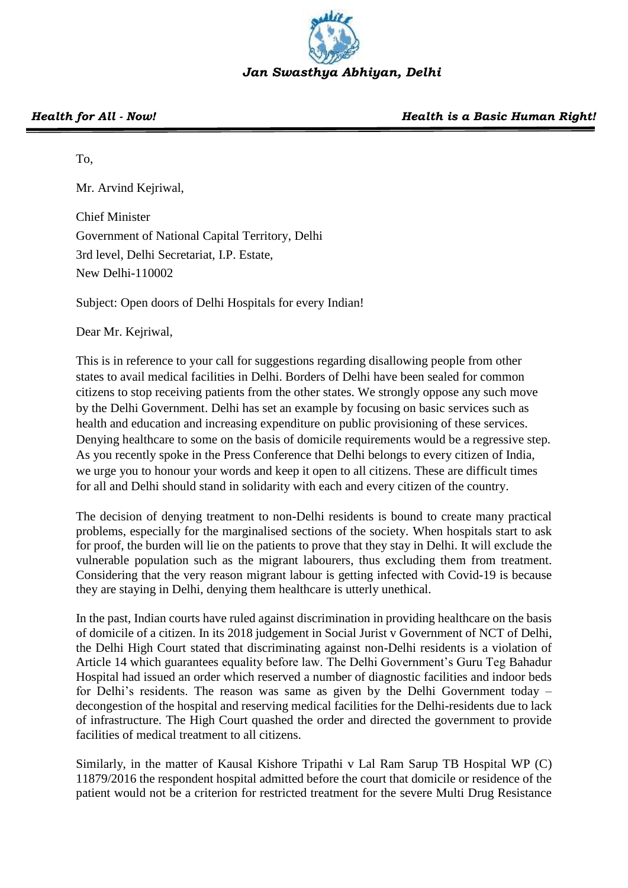*Jan Swasthya Abhiyan, Delhi*

***Health for All - Now!*** ***Health is a Basic Human Right!***

To,

Mr. Arvind Kejriwal,

Chief Minister
Government of National Capital Territory, Delhi
3rd level, Delhi Secretariat, I.P. Estate,
New Delhi-110002

Subject: Open doors of Delhi Hospitals for every Indian!

Dear Mr. Kejriwal,

This is in reference to your call for suggestions regarding disallowing people from other states to avail medical facilities in Delhi. Borders of Delhi have been sealed for common citizens to stop receiving patients from the other states. We strongly oppose any such move by the Delhi Government. Delhi has set an example by focusing on basic services such as health and education and increasing expenditure on public provisioning of these services. Denying healthcare to some on the basis of domicile requirements would be a regressive step. As you recently spoke in the Press Conference that Delhi belongs to every citizen of India, we urge you to honour your words and keep it open to all citizens. These are difficult times for all and Delhi should stand in solidarity with each and every citizen of the country.

The decision of denying treatment to non-Delhi residents is bound to create many practical problems, especially for the marginalised sections of the society. When hospitals start to ask for proof, the burden will lie on the patients to prove that they stay in Delhi. It will exclude the vulnerable population such as the migrant labourers, thus excluding them from treatment. Considering that the very reason migrant labour is getting infected with Covid-19 is because they are staying in Delhi, denying them healthcare is utterly unethical.

In the past, Indian courts have ruled against discrimination in providing healthcare on the basis of domicile of a citizen. In its 2018 judgement in Social Jurist v Government of NCT of Delhi, the Delhi High Court stated that discriminating against non-Delhi residents is a violation of Article 14 which guarantees equality before law. The Delhi Government's Guru Teg Bahadur Hospital had issued an order which reserved a number of diagnostic facilities and indoor beds for Delhi's residents. The reason was same as given by the Delhi Government today – decongestion of the hospital and reserving medical facilities for the Delhi-residents due to lack of infrastructure. The High Court quashed the order and directed the government to provide facilities of medical treatment to all citizens.

Similarly, in the matter of Kausal Kishore Tripathi v Lal Ram Sarup TB Hospital WP (C) 11879/2016 the respondent hospital admitted before the court that domicile or residence of the patient would not be a criterion for restricted treatment for the severe Multi Drug Resistance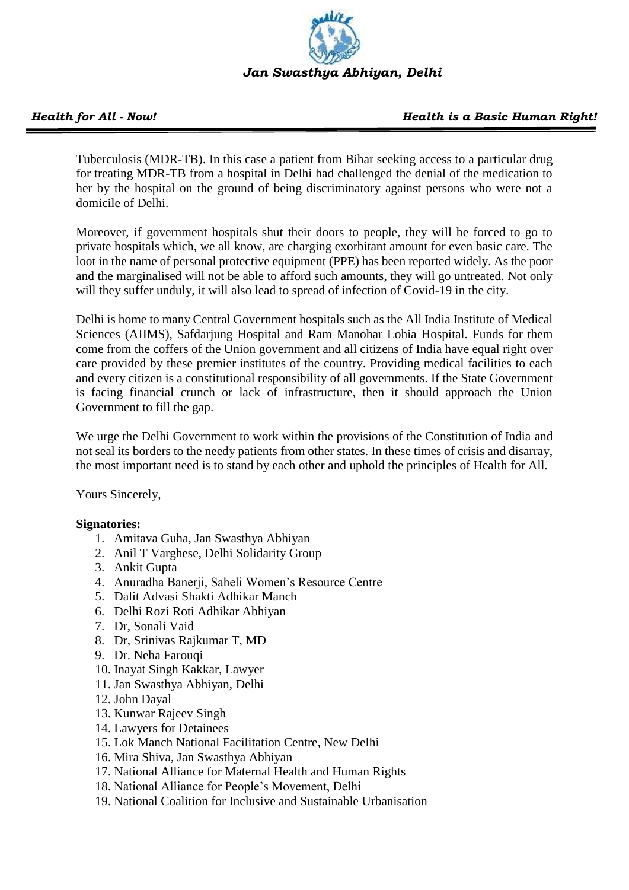Tuberculosis (MDR-TB). In this case a patient from Bihar seeking access to a particular drug for treating MDR-TB from a hospital in Delhi had challenged the denial of the medication to her by the hospital on the ground of being discriminatory against persons who were not a domicile of Delhi.

Moreover, if government hospitals shut their doors to people, they will be forced to go to private hospitals which, we all know, are charging exorbitant amount for even basic care. The loot in the name of personal protective equipment (PPE) has been reported widely. As the poor and the marginalised will not be able to afford such amounts, they will go untreated. Not only will they suffer unduly, it will also lead to spread of infection of Covid-19 in the city.

Delhi is home to many Central Government hospitals such as the All India Institute of Medical Sciences (AIIMS), Safdarjung Hospital and Ram Manohar Lohia Hospital. Funds for them come from the coffers of the Union government and all citizens of India have equal right over care provided by these premier institutes of the country. Providing medical facilities to each and every citizen is a constitutional responsibility of all governments. If the State Government is facing financial crunch or lack of infrastructure, then it should approach the Union Government to fill the gap.

We urge the Delhi Government to work within the provisions of the Constitution of India and not seal its borders to the needy patients from other states. In these times of crisis and disarray, the most important need is to stand by each other and uphold the principles of Health for All.

Yours Sincerely,

**Signatories:**

1. Amitava Guha, Jan Swasthya Abhiyan
2. Anil T Varghese, Delhi Solidarity Group
3. Ankit Gupta
4. Anuradha Banerji, Saheli Women's Resource Centre
5. Dalit Advasi Shakti Adhikar Manch
6. Delhi Rozi Roti Adhikar Abhiyan
7. Dr, Sonali Vaid
8. Dr, Srinivas Rajkumar T, MD
9. Dr. Neha Farouqi
10. Inayat Singh Kakkar, Lawyer
11. Jan Swasthya Abhiyan, Delhi
12. John Dayal
13. Kunwar Rajeev Singh
14. Lawyers for Detainees
15. Lok Manch National Facilitation Centre, New Delhi
16. Mira Shiva, Jan Swasthya Abhiyan
17. National Alliance for Maternal Health and Human Rights
18. National Alliance for People's Movement, Delhi
19. National Coalition for Inclusive and Sustainable Urbanisation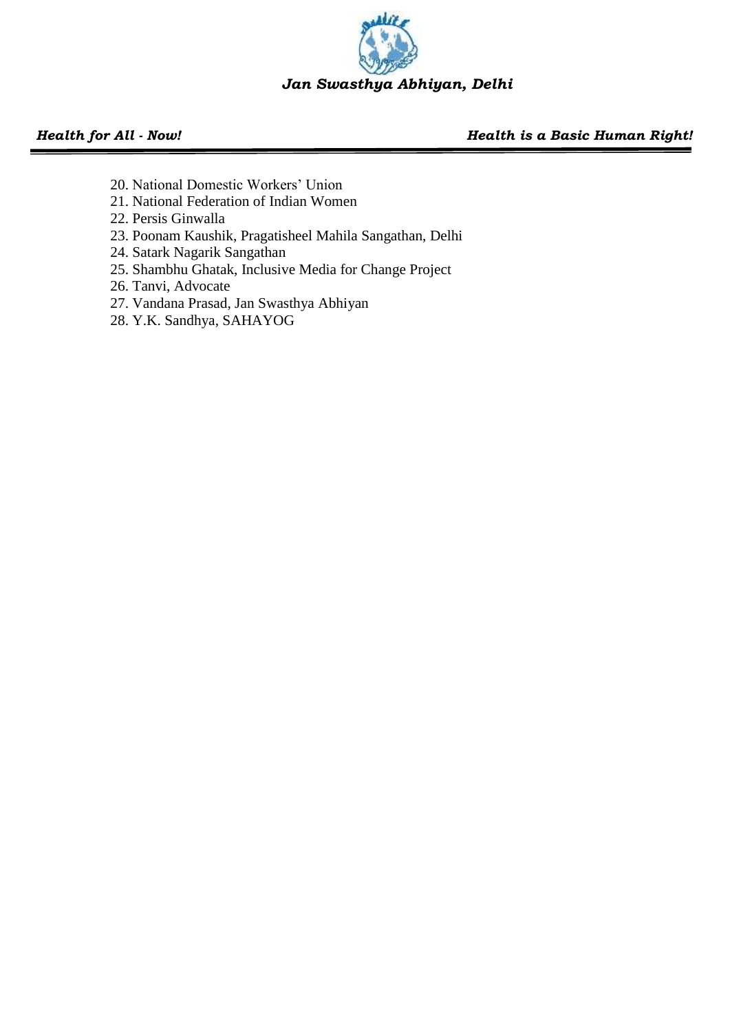20. National Domestic Workers' Union
21. National Federation of Indian Women
22. Persis Ginwalla
23. Poonam Kaushik, Pragatisheel Mahila Sangathan, Delhi
24. Satark Nagarik Sangathan
25. Shambhu Ghatak, Inclusive Media for Change Project
26. Tanvi, Advocate
27. Vandana Prasad, Jan Swasthya Abhiyan
28. Y.K. Sandhya, SAHAYOG